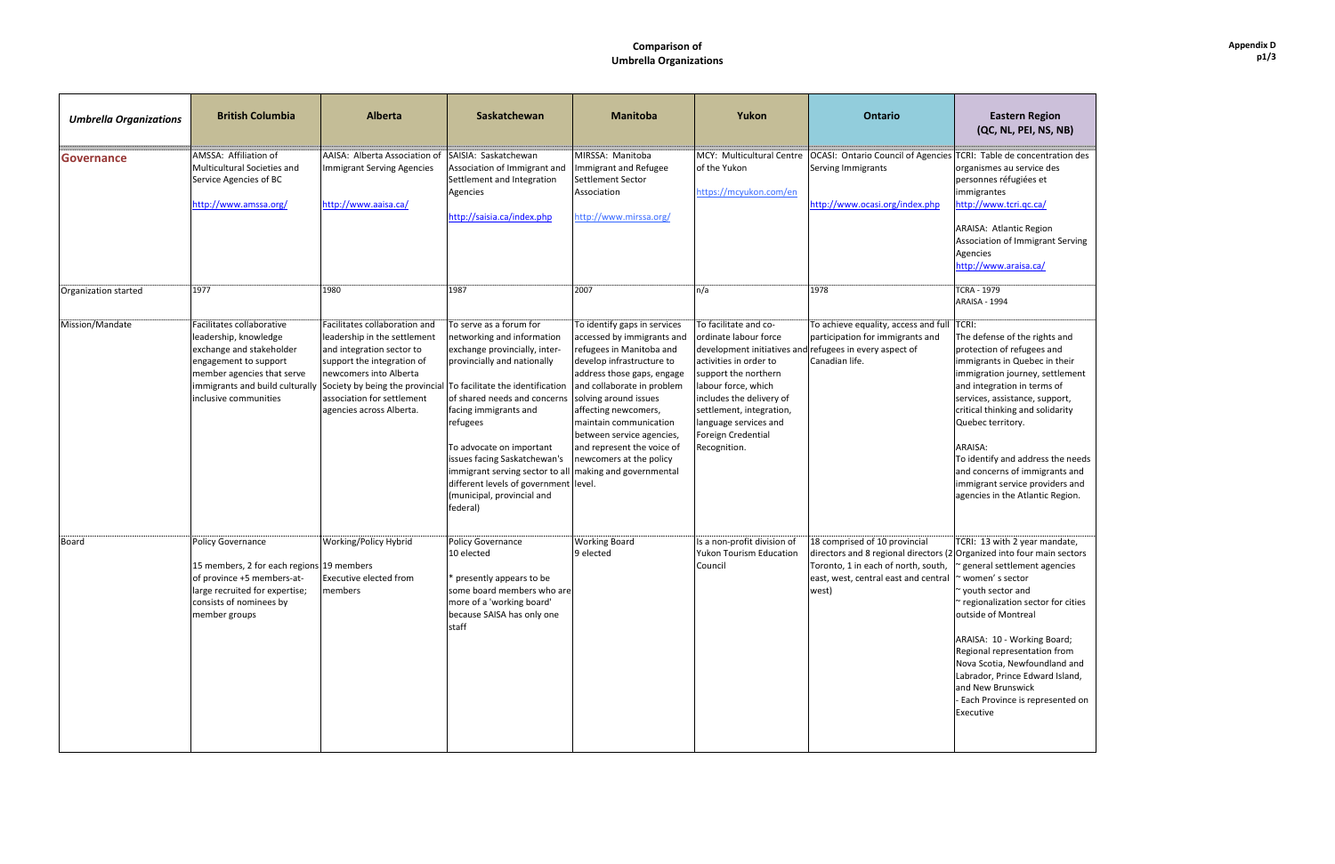# Comparison of Umbrella Organizations

Appendix D

| *Umbrella Organizations* | British Columbia | Alberta | Saskatchewan | Manitoba | Yukon | Ontario | Eastern Region (QC, NL, PEI, NS, NB) |
|---|---|---|---|---|---|---|---|
| **Governance** | AMSSA: Affiliation of Multicultural Societies and Service Agencies of BC<br>http://www.amssa.org/ | AAISA: Alberta Association of Immigrant Serving Agencies<br>http://www.aaisa.ca/ | SAISIA: Saskatchewan Association of Immigrant and Settlement and Integration Agencies<br>http://saisia.ca/index.php | MIRSSA: Manitoba Immigrant and Refugee Settlement Sector Association<br>http://www.mirssa.org/ | MCY: Multicultural Centre of the Yukon<br>https://mcyukon.com/en | OCASI: Ontario Council of Agencies Serving Immigrants<br>http://www.ocasi.org/index.php | TCRI: Table de concentration des organismes au service des personnes réfugiées et immigrantes<br>http://www.tcri.qc.ca/<br><br>ARAISA: Atlantic Region Association of Immigrant Serving Agencies<br>http://www.araisa.ca/ |
| Organization started | 1977 | 1980 | 1987 | 2007 | n/a | 1978 | TCRA - 1979<br>ARAISA - 1994 |
| Mission/Mandate | Facilitates collaborative leadership, knowledge exchange and stakeholder engagement to support member agencies that serve immigrants and build culturally inclusive communities | Facilitates collaboration and leadership in the settlement and integration sector to support the integration of newcomers into Alberta Society by being the provincial association for settlement agencies across Alberta. | To serve as a forum for networking and information exchange provincially, inter-provincially and nationally<br><br>To facilitate the identification of shared needs and concerns facing immigrants and refugees<br><br>To advocate on important issues facing Saskatchewan's immigrant serving sector to all different levels of government (municipal, provincial and federal) | To identify gaps in services accessed by immigrants and refugees in Manitoba and develop infrastructure to address those gaps, engage and collaborate in problem solving around issues affecting newcomers, maintain communication between service agencies, and represent the voice of newcomers at the policy making and governmental level. | To facilitate and co-ordinate labour force development initiatives and activities in order to support the northern labour force, which includes the delivery of settlement, integration, language services and Foreign Credential Recognition. | To achieve equality, access and full participation for immigrants and refugees in every aspect of Canadian life. | TCRI:<br>The defense of the rights and protection of refugees and immigrants in Quebec in their immigration journey, settlement and integration in terms of services, assistance, support, critical thinking and solidarity Quebec territory.<br><br>ARAISA:<br>To identify and address the needs and concerns of immigrants and immigrant service providers and agencies in the Atlantic Region. |
| Board | Policy Governance<br><br>15 members, 2 for each regions of province +5 members-at-large recruited for expertise; consists of nominees by member groups | Working/Policy Hybrid<br><br>19 members<br>Executive elected from members | Policy Governance<br>10 elected<br><br>* presently appears to be some board members who are more of a 'working board' because SAISA has only one staff | Working Board<br>9 elected | Is a non-profit division of Yukon Tourism Education Council | 18 comprised of 10 provincial directors and 8 regional directors (2 Toronto, 1 in each of north, south, east, west, central east and central west) | TCRI: 13 with 2 year mandate, Organized into four main sectors<br>~ general settlement agencies<br>~ women' s sector<br>~ youth sector and<br>~ regionalization sector for cities outside of Montreal<br><br>ARAISA: 10 - Working Board; Regional representation from Nova Scotia, Newfoundland and Labrador, Prince Edward Island, and New Brunswick<br>- Each Province is represented on Executive |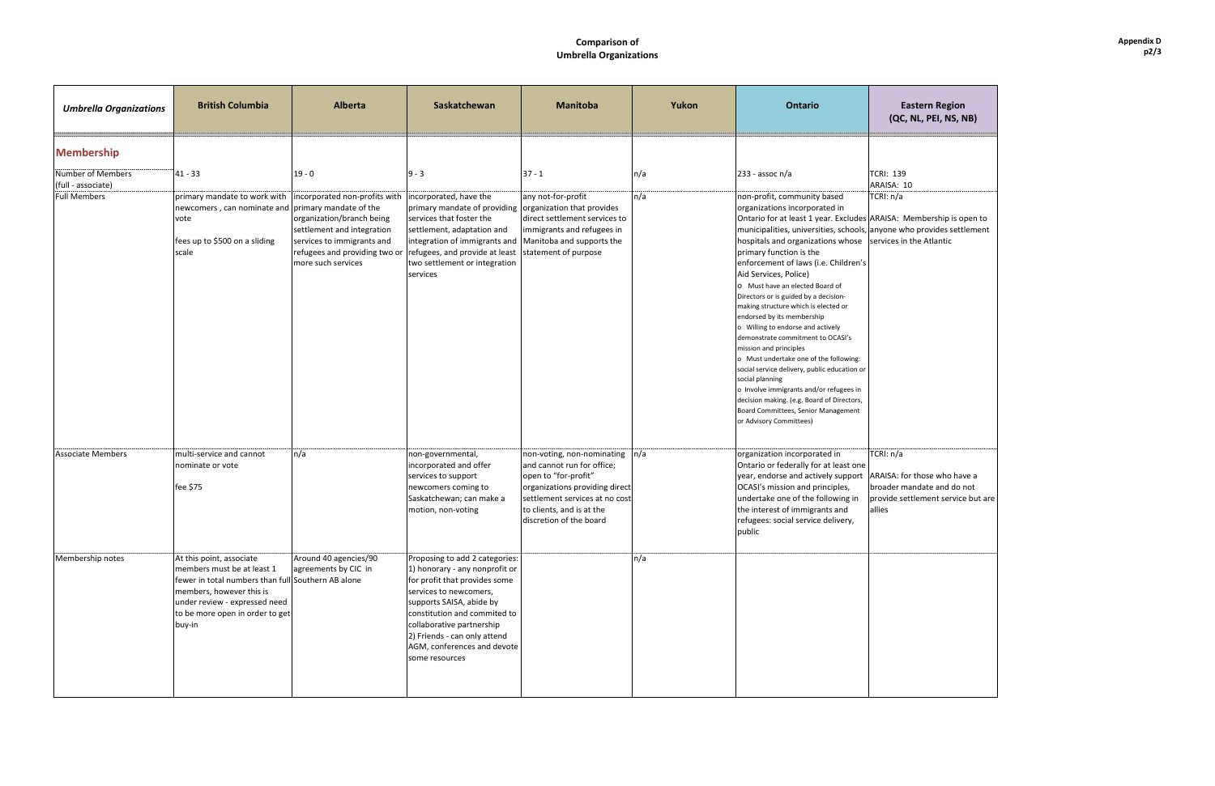# Comparison of Umbrella Organizations

Appendix D

| *Umbrella Organizations* | British Columbia | Alberta | Saskatchewan | Manitoba | Yukon | Ontario | Eastern Region (QC, NL, PEI, NS, NB) |
|---|---|---|---|---|---|---|---|
| **Membership** | | | | | | | |
| Number of Members (full - associate) | 41 - 33 | 19 - 0 | 9 - 3 | 37 - 1 | n/a | 233 - assoc n/a | TCRI: 139<br>ARAISA: 10 |
| Full Members | primary mandate to work with newcomers , can nominate and vote<br><br>fees up to $500 on a sliding scale | incorporated non-profits with primary mandate of the organization/branch being settlement and integration services to immigrants and refugees and providing two or more such services | incorporated, have the primary mandate of providing services that foster the settlement, adaptation and integration of immigrants and refugees, and provide at least two settlement or integration services | any not-for-profit organization that provides direct settlement services to immigrants and refugees in Manitoba and supports the statement of purpose | n/a | non-profit, community based organizations incorporated in Ontario for at least 1 year. Excludes municipalities, universities, schools, hospitals and organizations whose primary function is the enforcement of laws (i.e. Children's Aid Services, Police)<br>o Must have an elected Board of Directors or is guided by a decision-making structure which is elected or endorsed by its membership<br>o Willing to endorse and actively demonstrate commitment to OCASI's mission and principles<br>o Must undertake one of the following: social service delivery, public education or social planning<br>o Involve immigrants and/or refugees in decision making. (e.g. Board of Directors, Board Committees, Senior Management or Advisory Committees) | TCRI: n/a<br><br>ARAISA: Membership is open to anyone who provides settlement services in the Atlantic |
| Associate Members | multi-service and cannot nominate or vote<br><br>fee $75 | n/a | non-governmental, incorporated and offer services to support newcomers coming to Saskatchewan; can make a motion, non-voting | non-voting, non-nominating and cannot run for office; open to "for-profit" organizations providing direct settlement services at no cost to clients, and is at the discretion of the board | n/a | organization incorporated in Ontario or federally for at least one year, endorse and actively support OCASI's mission and principles, undertake one of the following in the interest of immigrants and refugees: social service delivery, public | TCRI: n/a<br><br>ARAISA: for those who have a broader mandate and do not provide settlement service but are allies |
| Membership notes | At this point, associate members must be at least 1 fewer in total numbers than full members, however this is under review - expressed need to be more open in order to get buy-in | Around 40 agencies/90 agreements by CIC in Southern AB alone | Proposing to add 2 categories: 1) honorary - any nonprofit or for profit that provides some services to newcomers, supports SAISA, abide by constitution and commited to collaborative partnership<br>2) Friends - can only attend AGM, conferences and devote some resources | | n/a | | |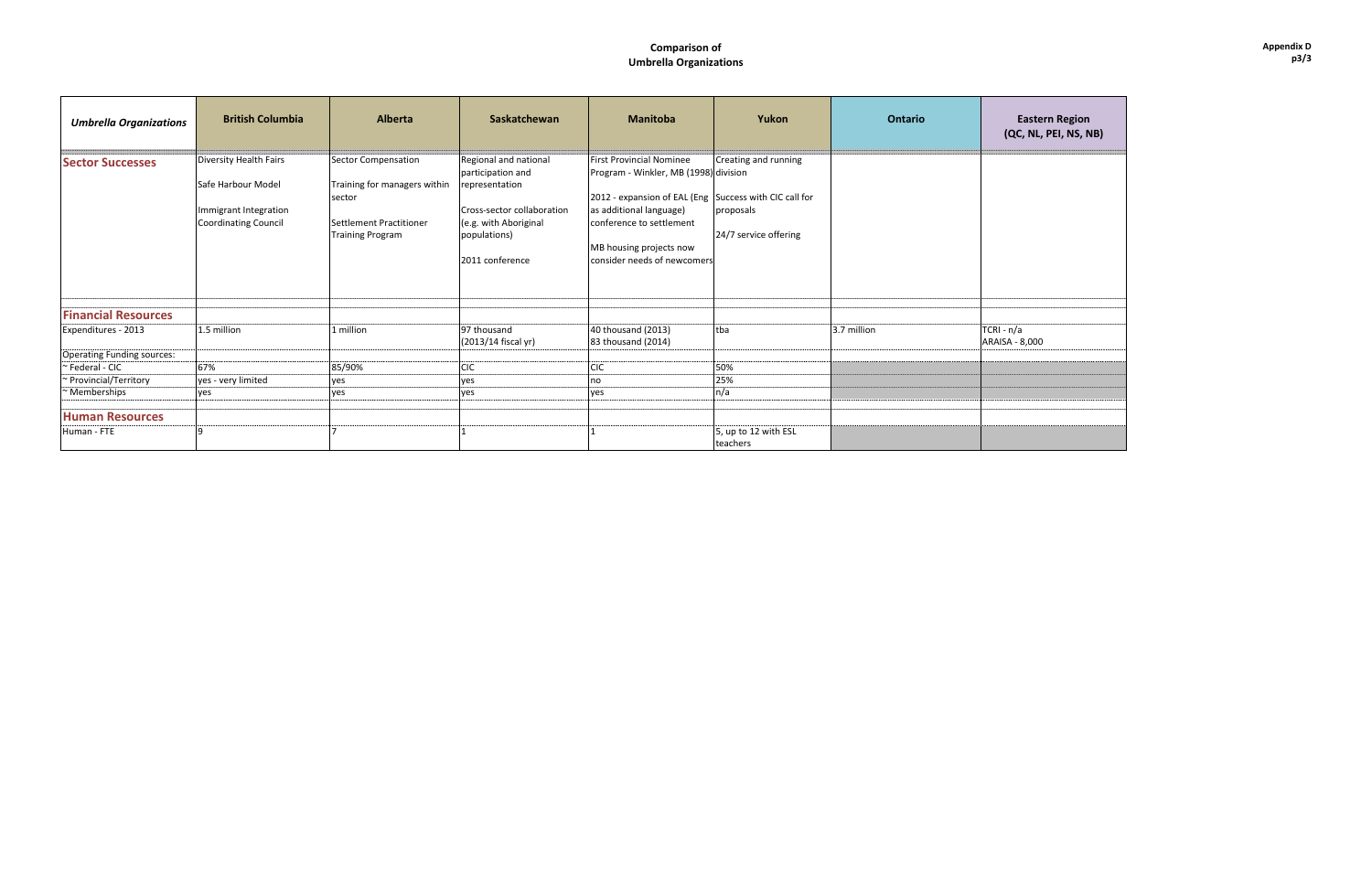# Comparison of Umbrella Organizations

| *Umbrella Organizations* | British Columbia | Alberta | Saskatchewan | Manitoba | Yukon | Ontario | Eastern Region (QC, NL, PEI, NS, NB) |
|---|---|---|---|---|---|---|---|
| **Sector Successes** | Diversity Health Fairs<br><br>Safe Harbour Model<br><br>Immigrant Integration Coordinating Council | Sector Compensation<br><br>Training for managers within sector<br><br>Settlement Practitioner Training Program | Regional and national participation and representation<br><br>Cross-sector collaboration (e.g. with Aboriginal populations)<br><br>2011 conference | First Provincial Nominee Program - Winkler, MB (1998)<br><br>2012 - expansion of EAL (Eng as additional language) conference to settlement<br><br>MB housing projects now consider needs of newcomers | Creating and running division<br><br>Success with CIC call for proposals<br><br>24/7 service offering | | |
| **Financial Resources** | | | | | | | |
| Expenditures - 2013 | 1.5 million | 1 million | 97 thousand (2013/14 fiscal yr) | 40 thousand (2013)<br>83 thousand (2014) | tba | 3.7 million | TCRI - n/a<br>ARAISA - 8,000 |
| Operating Funding sources: | | | | | | | |
| ~ Federal - CIC | 67% | 85/90% | CIC | CIC | 50% | | |
| ~ Provincial/Territory | yes - very limited | yes | yes | no | 25% | | |
| ~ Memberships | yes | yes | yes | yes | n/a | | |
| **Human Resources** | | | | | | | |
| Human - FTE | 9 | 7 | 1 | 1 | 5, up to 12 with ESL teachers | | |